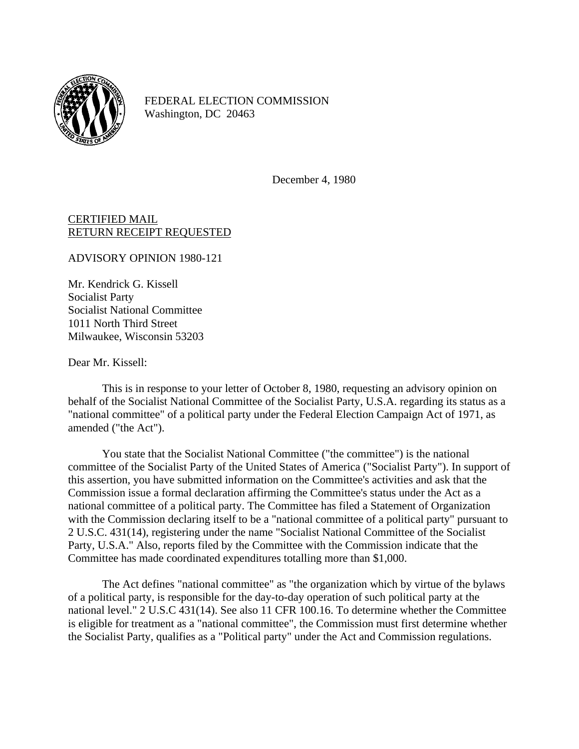FEDERAL ELECTION COMMISSION
Washington, DC 20463

December 4, 1980

CERTIFIED MAIL
RETURN RECEIPT REQUESTED

ADVISORY OPINION 1980-121

Mr. Kendrick G. Kissell
Socialist Party
Socialist National Committee
1011 North Third Street
Milwaukee, Wisconsin 53203

Dear Mr. Kissell:

This is in response to your letter of October 8, 1980, requesting an advisory opinion on behalf of the Socialist National Committee of the Socialist Party, U.S.A. regarding its status as a "national committee" of a political party under the Federal Election Campaign Act of 1971, as amended ("the Act").

You state that the Socialist National Committee ("the committee") is the national committee of the Socialist Party of the United States of America ("Socialist Party"). In support of this assertion, you have submitted information on the Committee's activities and ask that the Commission issue a formal declaration affirming the Committee's status under the Act as a national committee of a political party. The Committee has filed a Statement of Organization with the Commission declaring itself to be a "national committee of a political party" pursuant to 2 U.S.C. 431(14), registering under the name "Socialist National Committee of the Socialist Party, U.S.A." Also, reports filed by the Committee with the Commission indicate that the Committee has made coordinated expenditures totalling more than $1,000.

The Act defines "national committee" as "the organization which by virtue of the bylaws of a political party, is responsible for the day-to-day operation of such political party at the national level." 2 U.S.C 431(14). See also 11 CFR 100.16. To determine whether the Committee is eligible for treatment as a "national committee", the Commission must first determine whether the Socialist Party, qualifies as a "Political party" under the Act and Commission regulations.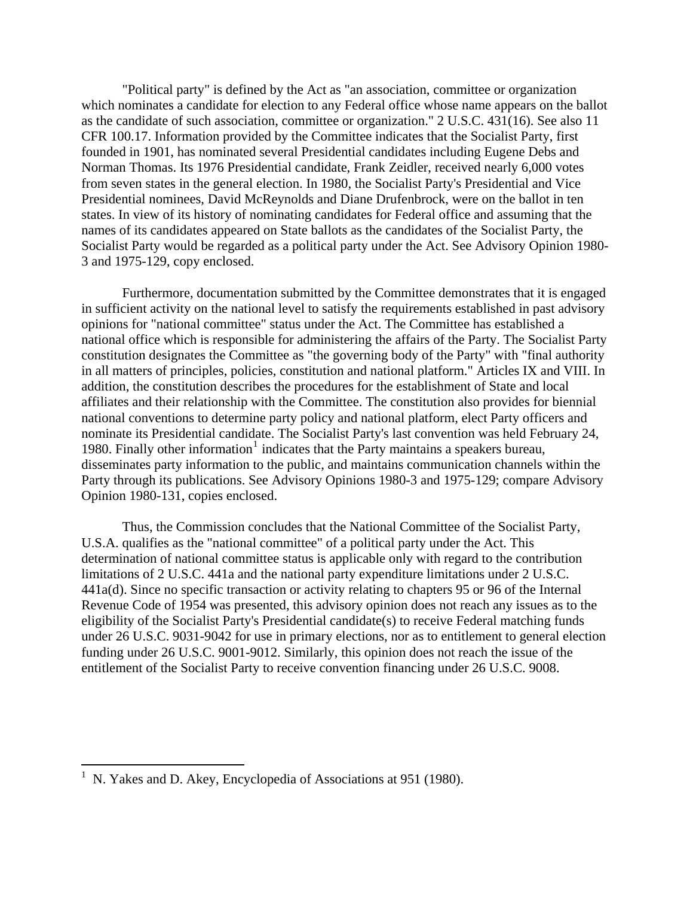"Political party" is defined by the Act as "an association, committee or organization which nominates a candidate for election to any Federal office whose name appears on the ballot as the candidate of such association, committee or organization." 2 U.S.C. 431(16). See also 11 CFR 100.17. Information provided by the Committee indicates that the Socialist Party, first founded in 1901, has nominated several Presidential candidates including Eugene Debs and Norman Thomas. Its 1976 Presidential candidate, Frank Zeidler, received nearly 6,000 votes from seven states in the general election. In 1980, the Socialist Party's Presidential and Vice Presidential nominees, David McReynolds and Diane Drufenbrock, were on the ballot in ten states. In view of its history of nominating candidates for Federal office and assuming that the names of its candidates appeared on State ballots as the candidates of the Socialist Party, the Socialist Party would be regarded as a political party under the Act. See Advisory Opinion 1980-3 and 1975-129, copy enclosed.

Furthermore, documentation submitted by the Committee demonstrates that it is engaged in sufficient activity on the national level to satisfy the requirements established in past advisory opinions for "national committee" status under the Act. The Committee has established a national office which is responsible for administering the affairs of the Party. The Socialist Party constitution designates the Committee as "the governing body of the Party" with "final authority in all matters of principles, policies, constitution and national platform." Articles IX and VIII. In addition, the constitution describes the procedures for the establishment of State and local affiliates and their relationship with the Committee. The constitution also provides for biennial national conventions to determine party policy and national platform, elect Party officers and nominate its Presidential candidate. The Socialist Party's last convention was held February 24, 1980. Finally other information[1] indicates that the Party maintains a speakers bureau, disseminates party information to the public, and maintains communication channels within the Party through its publications. See Advisory Opinions 1980-3 and 1975-129; compare Advisory Opinion 1980-131, copies enclosed.

Thus, the Commission concludes that the National Committee of the Socialist Party, U.S.A. qualifies as the "national committee" of a political party under the Act. This determination of national committee status is applicable only with regard to the contribution limitations of 2 U.S.C. 441a and the national party expenditure limitations under 2 U.S.C. 441a(d). Since no specific transaction or activity relating to chapters 95 or 96 of the Internal Revenue Code of 1954 was presented, this advisory opinion does not reach any issues as to the eligibility of the Socialist Party's Presidential candidate(s) to receive Federal matching funds under 26 U.S.C. 9031-9042 for use in primary elections, nor as to entitlement to general election funding under 26 U.S.C. 9001-9012. Similarly, this opinion does not reach the issue of the entitlement of the Socialist Party to receive convention financing under 26 U.S.C. 9008.

---

[1] N. Yakes and D. Akey, Encyclopedia of Associations at 951 (1980).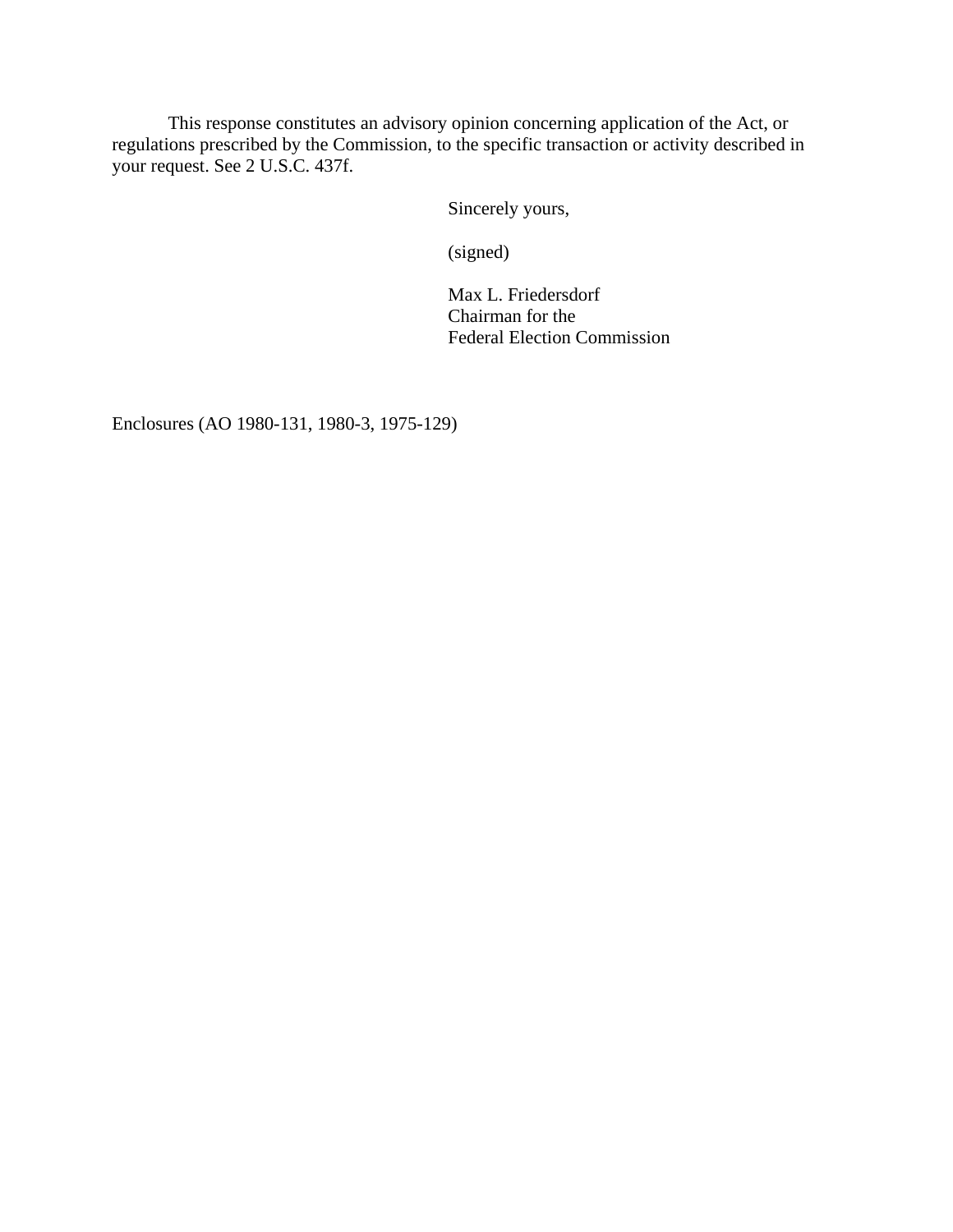This response constitutes an advisory opinion concerning application of the Act, or regulations prescribed by the Commission, to the specific transaction or activity described in your request. See 2 U.S.C. 437f.

Sincerely yours,

(signed)

Max L. Friedersdorf  
Chairman for the  
Federal Election Commission

Enclosures (AO 1980-131, 1980-3, 1975-129)